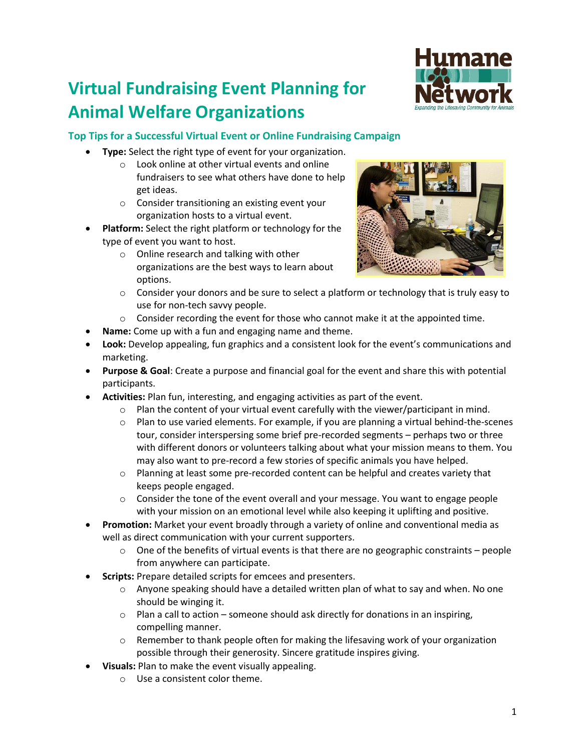# Virtual Fundraising Event Planning for Animal Welfare Organizations

### Top Tips for a Successful Virtual Event or Online Fundraising Campaign

- **Type:** Select the right type of event for your organization.
    - Look online at other virtual events and online fundraisers to see what others have done to help get ideas.
    - Consider transitioning an existing event your organization hosts to a virtual event.
- **Platform:** Select the right platform or technology for the type of event you want to host.
    - Online research and talking with other organizations are the best ways to learn about options.
    - Consider your donors and be sure to select a platform or technology that is truly easy to use for non-tech savvy people.
    - Consider recording the event for those who cannot make it at the appointed time.
- **Name:** Come up with a fun and engaging name and theme.
- **Look:** Develop appealing, fun graphics and a consistent look for the event's communications and marketing.
- **Purpose & Goal**: Create a purpose and financial goal for the event and share this with potential participants.
- **Activities:** Plan fun, interesting, and engaging activities as part of the event.
    - Plan the content of your virtual event carefully with the viewer/participant in mind.
    - Plan to use varied elements. For example, if you are planning a virtual behind-the-scenes tour, consider interspersing some brief pre-recorded segments – perhaps two or three with different donors or volunteers talking about what your mission means to them. You may also want to pre-record a few stories of specific animals you have helped.
    - Planning at least some pre-recorded content can be helpful and creates variety that keeps people engaged.
    - Consider the tone of the event overall and your message. You want to engage people with your mission on an emotional level while also keeping it uplifting and positive.
- **Promotion:** Market your event broadly through a variety of online and conventional media as well as direct communication with your current supporters.
    - One of the benefits of virtual events is that there are no geographic constraints – people from anywhere can participate.
- **Scripts:** Prepare detailed scripts for emcees and presenters.
    - Anyone speaking should have a detailed written plan of what to say and when. No one should be winging it.
    - Plan a call to action – someone should ask directly for donations in an inspiring, compelling manner.
    - Remember to thank people often for making the lifesaving work of your organization possible through their generosity. Sincere gratitude inspires giving.
- **Visuals:** Plan to make the event visually appealing.
    - Use a consistent color theme.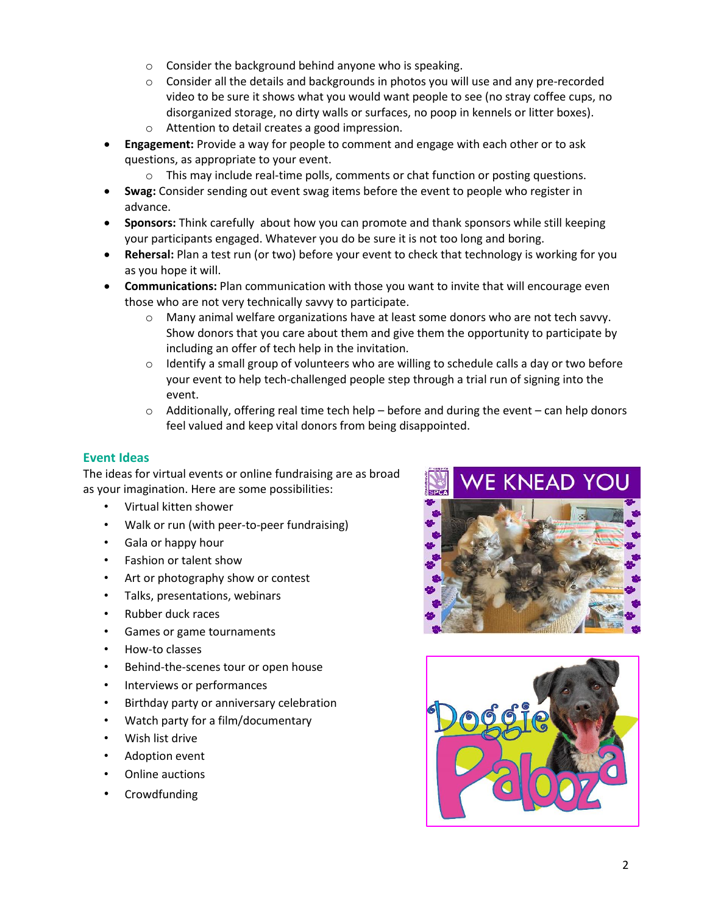- Consider the background behind anyone who is speaking.
  - Consider all the details and backgrounds in photos you will use and any pre-recorded video to be sure it shows what you would want people to see (no stray coffee cups, no disorganized storage, no dirty walls or surfaces, no poop in kennels or litter boxes).
  - Attention to detail creates a good impression.
- **Engagement:** Provide a way for people to comment and engage with each other or to ask questions, as appropriate to your event.
  - This may include real-time polls, comments or chat function or posting questions.
- **Swag:** Consider sending out event swag items before the event to people who register in advance.
- **Sponsors:** Think carefully about how you can promote and thank sponsors while still keeping your participants engaged. Whatever you do be sure it is not too long and boring.
- **Rehersal:** Plan a test run (or two) before your event to check that technology is working for you as you hope it will.
- **Communications:** Plan communication with those you want to invite that will encourage even those who are not very technically savvy to participate.
  - Many animal welfare organizations have at least some donors who are not tech savvy. Show donors that you care about them and give them the opportunity to participate by including an offer of tech help in the invitation.
  - Identify a small group of volunteers who are willing to schedule calls a day or two before your event to help tech-challenged people step through a trial run of signing into the event.
  - Additionally, offering real time tech help – before and during the event – can help donors feel valued and keep vital donors from being disappointed.

## Event Ideas

The ideas for virtual events or online fundraising are as broad as your imagination. Here are some possibilities:

- Virtual kitten shower
- Walk or run (with peer-to-peer fundraising)
- Gala or happy hour
- Fashion or talent show
- Art or photography show or contest
- Talks, presentations, webinars
- Rubber duck races
- Games or game tournaments
- How-to classes
- Behind-the-scenes tour or open house
- Interviews or performances
- Birthday party or anniversary celebration
- Watch party for a film/documentary
- Wish list drive
- Adoption event
- Online auctions
- Crowdfunding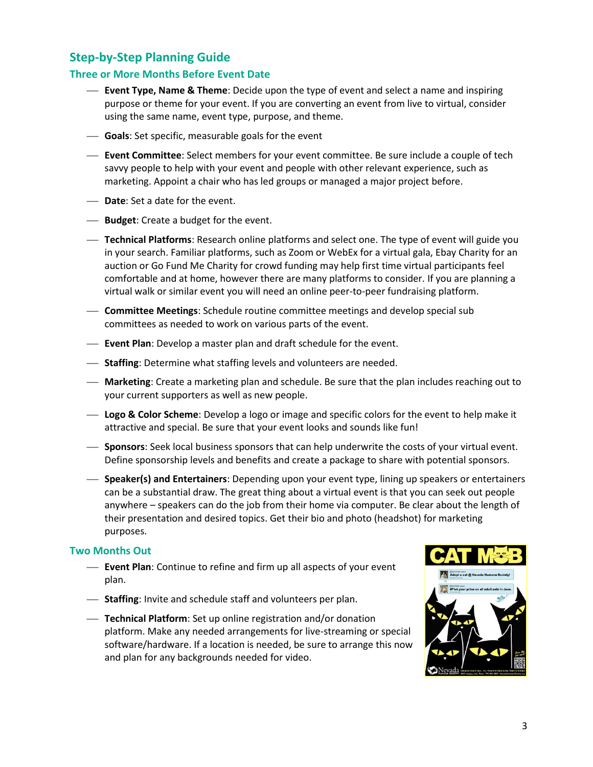## Step-by-Step Planning Guide

### Three or More Months Before Event Date

- **Event Type, Name & Theme**: Decide upon the type of event and select a name and inspiring purpose or theme for your event. If you are converting an event from live to virtual, consider using the same name, event type, purpose, and theme.
- **Goals**: Set specific, measurable goals for the event
- **Event Committee**: Select members for your event committee. Be sure include a couple of tech savvy people to help with your event and people with other relevant experience, such as marketing. Appoint a chair who has led groups or managed a major project before.
- **Date**: Set a date for the event.
- **Budget**: Create a budget for the event.
- **Technical Platforms**: Research online platforms and select one. The type of event will guide you in your search. Familiar platforms, such as Zoom or WebEx for a virtual gala, Ebay Charity for an auction or Go Fund Me Charity for crowd funding may help first time virtual participants feel comfortable and at home, however there are many platforms to consider. If you are planning a virtual walk or similar event you will need an online peer-to-peer fundraising platform.
- **Committee Meetings**: Schedule routine committee meetings and develop special sub committees as needed to work on various parts of the event.
- **Event Plan**: Develop a master plan and draft schedule for the event.
- **Staffing**: Determine what staffing levels and volunteers are needed.
- **Marketing**: Create a marketing plan and schedule. Be sure that the plan includes reaching out to your current supporters as well as new people.
- **Logo & Color Scheme**: Develop a logo or image and specific colors for the event to help make it attractive and special. Be sure that your event looks and sounds like fun!
- **Sponsors**: Seek local business sponsors that can help underwrite the costs of your virtual event. Define sponsorship levels and benefits and create a package to share with potential sponsors.
- **Speaker(s) and Entertainers**: Depending upon your event type, lining up speakers or entertainers can be a substantial draw. The great thing about a virtual event is that you can seek out people anywhere – speakers can do the job from their home via computer. Be clear about the length of their presentation and desired topics. Get their bio and photo (headshot) for marketing purposes.

### Two Months Out

- **Event Plan**: Continue to refine and firm up all aspects of your event plan.
- **Staffing**: Invite and schedule staff and volunteers per plan.
- **Technical Platform**: Set up online registration and/or donation platform. Make any needed arrangements for live-streaming or special software/hardware. If a location is needed, be sure to arrange this now and plan for any backgrounds needed for video.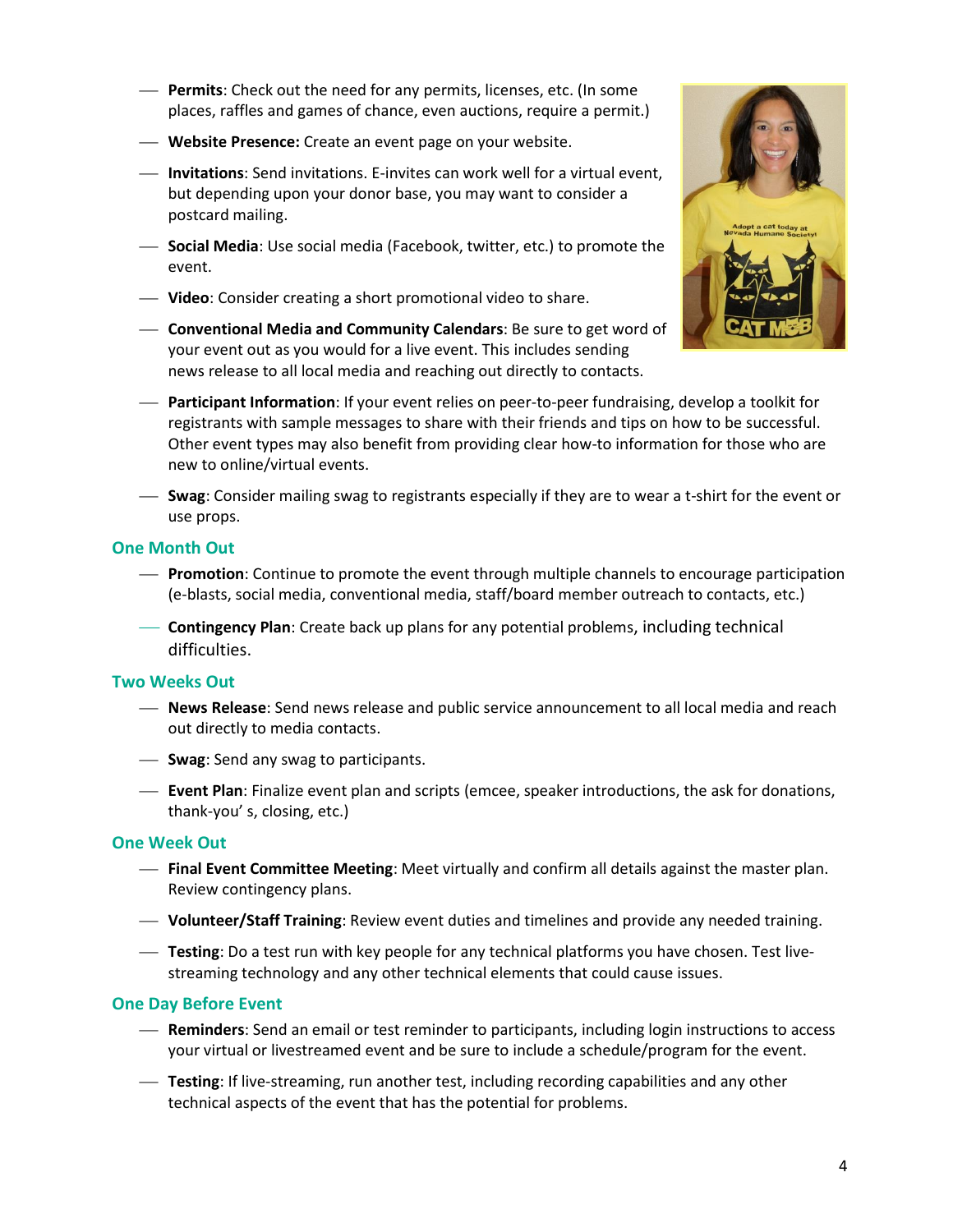- **Permits**: Check out the need for any permits, licenses, etc. (In some places, raffles and games of chance, even auctions, require a permit.)
- **Website Presence:** Create an event page on your website.
- **Invitations**: Send invitations. E-invites can work well for a virtual event, but depending upon your donor base, you may want to consider a postcard mailing.
- **Social Media**: Use social media (Facebook, twitter, etc.) to promote the event.
- **Video**: Consider creating a short promotional video to share.
- **Conventional Media and Community Calendars**: Be sure to get word of your event out as you would for a live event. This includes sending news release to all local media and reaching out directly to contacts.
- **Participant Information**: If your event relies on peer-to-peer fundraising, develop a toolkit for registrants with sample messages to share with their friends and tips on how to be successful. Other event types may also benefit from providing clear how-to information for those who are new to online/virtual events.
- **Swag**: Consider mailing swag to registrants especially if they are to wear a t-shirt for the event or use props.

### One Month Out

- **Promotion**: Continue to promote the event through multiple channels to encourage participation (e-blasts, social media, conventional media, staff/board member outreach to contacts, etc.)
- **Contingency Plan**: Create back up plans for any potential problems, including technical difficulties.

### Two Weeks Out

- **News Release**: Send news release and public service announcement to all local media and reach out directly to media contacts.
- **Swag**: Send any swag to participants.
- **Event Plan**: Finalize event plan and scripts (emcee, speaker introductions, the ask for donations, thank-you' s, closing, etc.)

### One Week Out

- **Final Event Committee Meeting**: Meet virtually and confirm all details against the master plan. Review contingency plans.
- **Volunteer/Staff Training**: Review event duties and timelines and provide any needed training.
- **Testing**: Do a test run with key people for any technical platforms you have chosen. Test live-streaming technology and any other technical elements that could cause issues.

### One Day Before Event

- **Reminders**: Send an email or test reminder to participants, including login instructions to access your virtual or livestreamed event and be sure to include a schedule/program for the event.
- **Testing**: If live-streaming, run another test, including recording capabilities and any other technical aspects of the event that has the potential for problems.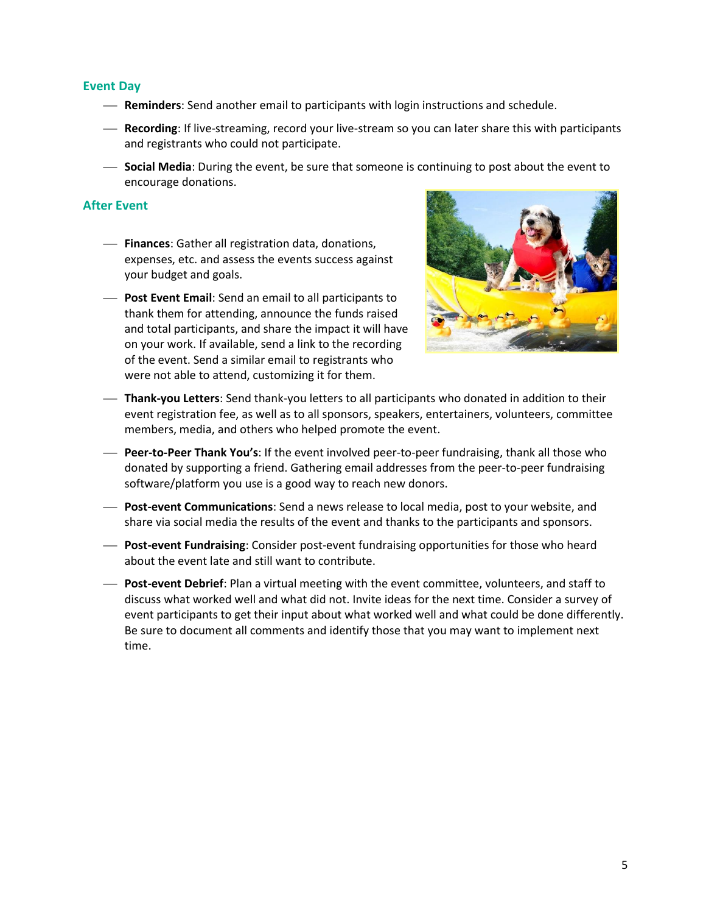### Event Day

- **Reminders**: Send another email to participants with login instructions and schedule.
- **Recording**: If live-streaming, record your live-stream so you can later share this with participants and registrants who could not participate.
- **Social Media**: During the event, be sure that someone is continuing to post about the event to encourage donations.

### After Event

- **Finances**: Gather all registration data, donations, expenses, etc. and assess the events success against your budget and goals.
- **Post Event Email**: Send an email to all participants to thank them for attending, announce the funds raised and total participants, and share the impact it will have on your work. If available, send a link to the recording of the event. Send a similar email to registrants who were not able to attend, customizing it for them.
- **Thank-you Letters**: Send thank-you letters to all participants who donated in addition to their event registration fee, as well as to all sponsors, speakers, entertainers, volunteers, committee members, media, and others who helped promote the event.
- **Peer-to-Peer Thank You's**: If the event involved peer-to-peer fundraising, thank all those who donated by supporting a friend. Gathering email addresses from the peer-to-peer fundraising software/platform you use is a good way to reach new donors.
- **Post-event Communications**: Send a news release to local media, post to your website, and share via social media the results of the event and thanks to the participants and sponsors.
- **Post-event Fundraising**: Consider post-event fundraising opportunities for those who heard about the event late and still want to contribute.
- **Post-event Debrief**: Plan a virtual meeting with the event committee, volunteers, and staff to discuss what worked well and what did not. Invite ideas for the next time. Consider a survey of event participants to get their input about what worked well and what could be done differently. Be sure to document all comments and identify those that you may want to implement next time.